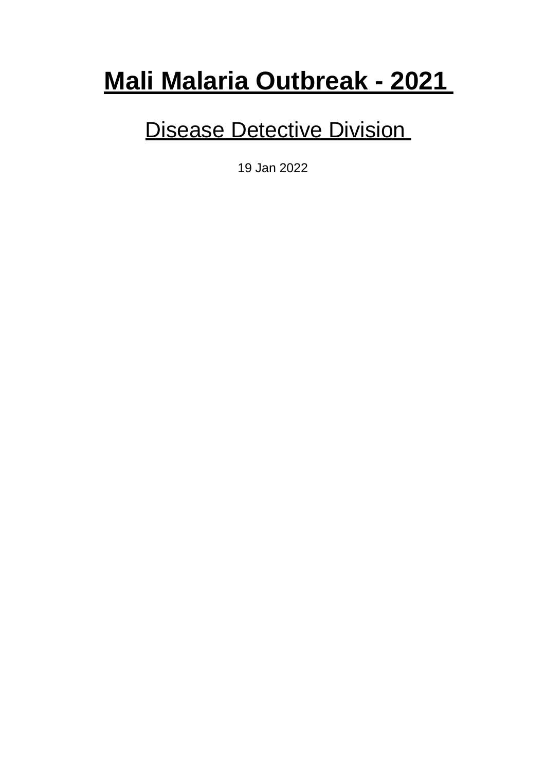# Mali Malaria Outbreak - 2021

## Disease Detective Division

19 Jan 2022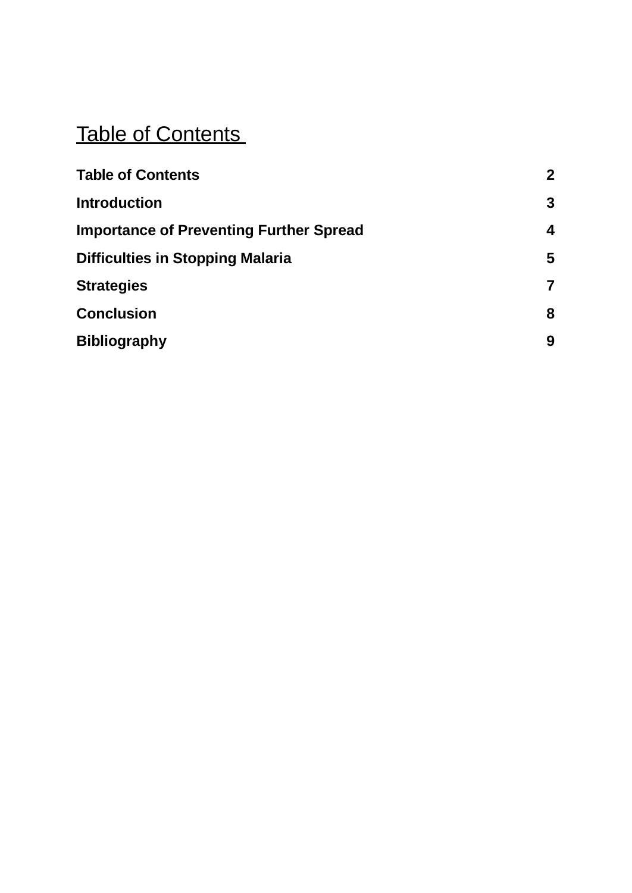# Table of Contents

| | |
|---|---|
| **Table of Contents** | **2** |
| **Introduction** | **3** |
| **Importance of Preventing Further Spread** | **4** |
| **Difficulties in Stopping Malaria** | **5** |
| **Strategies** | **7** |
| **Conclusion** | **8** |
| **Bibliography** | **9** |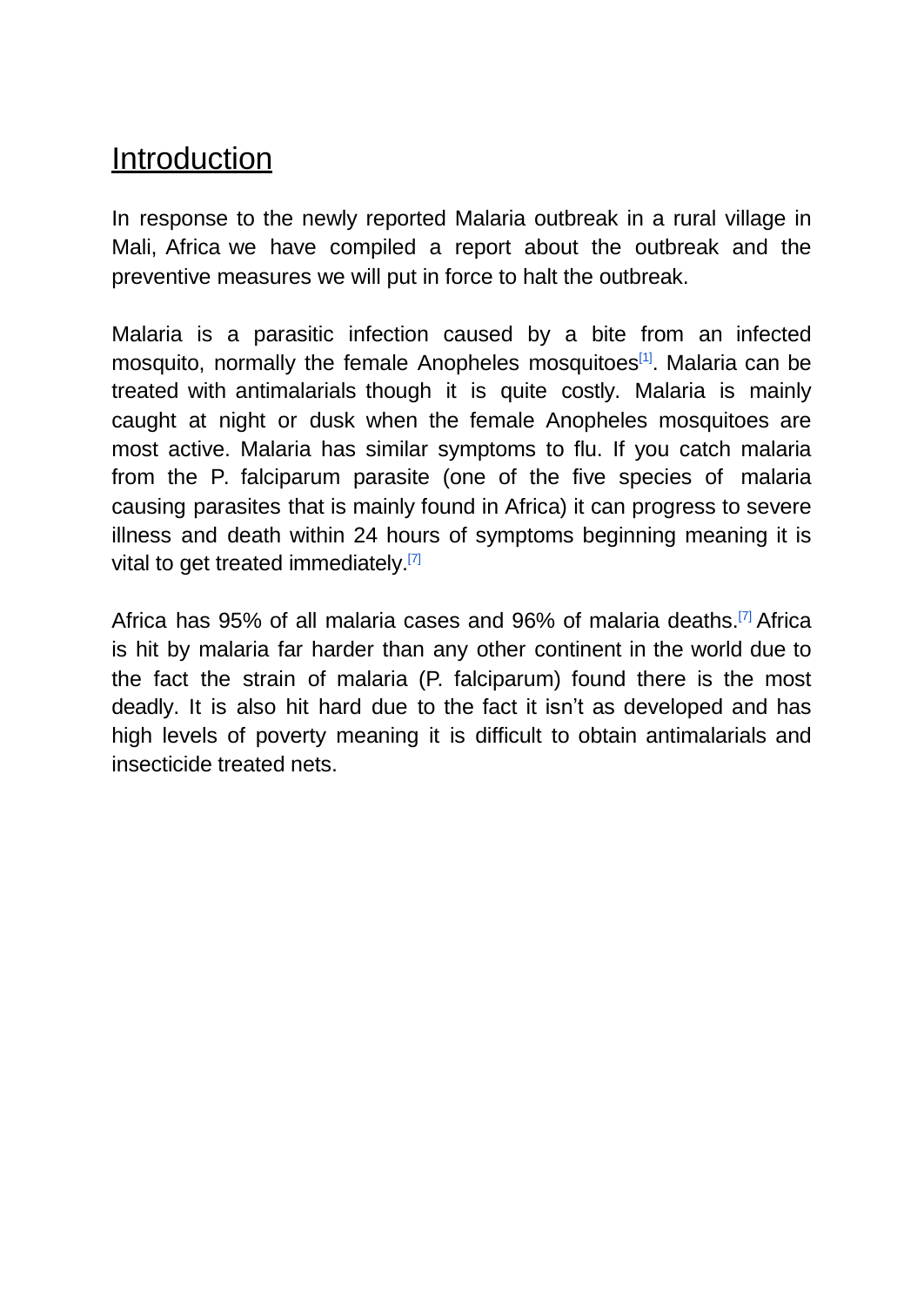## Introduction

In response to the newly reported Malaria outbreak in a rural village in Mali, Africa we have compiled a report about the outbreak and the preventive measures we will put in force to halt the outbreak.

Malaria is a parasitic infection caused by a bite from an infected mosquito, normally the female Anopheles mosquitoes[1]. Malaria can be treated with antimalarials though it is quite costly. Malaria is mainly caught at night or dusk when the female Anopheles mosquitoes are most active. Malaria has similar symptoms to flu. If you catch malaria from the P. falciparum parasite (one of the five species of malaria causing parasites that is mainly found in Africa) it can progress to severe illness and death within 24 hours of symptoms beginning meaning it is vital to get treated immediately.[7]

Africa has 95% of all malaria cases and 96% of malaria deaths.[7] Africa is hit by malaria far harder than any other continent in the world due to the fact the strain of malaria (P. falciparum) found there is the most deadly. It is also hit hard due to the fact it isn't as developed and has high levels of poverty meaning it is difficult to obtain antimalarials and insecticide treated nets.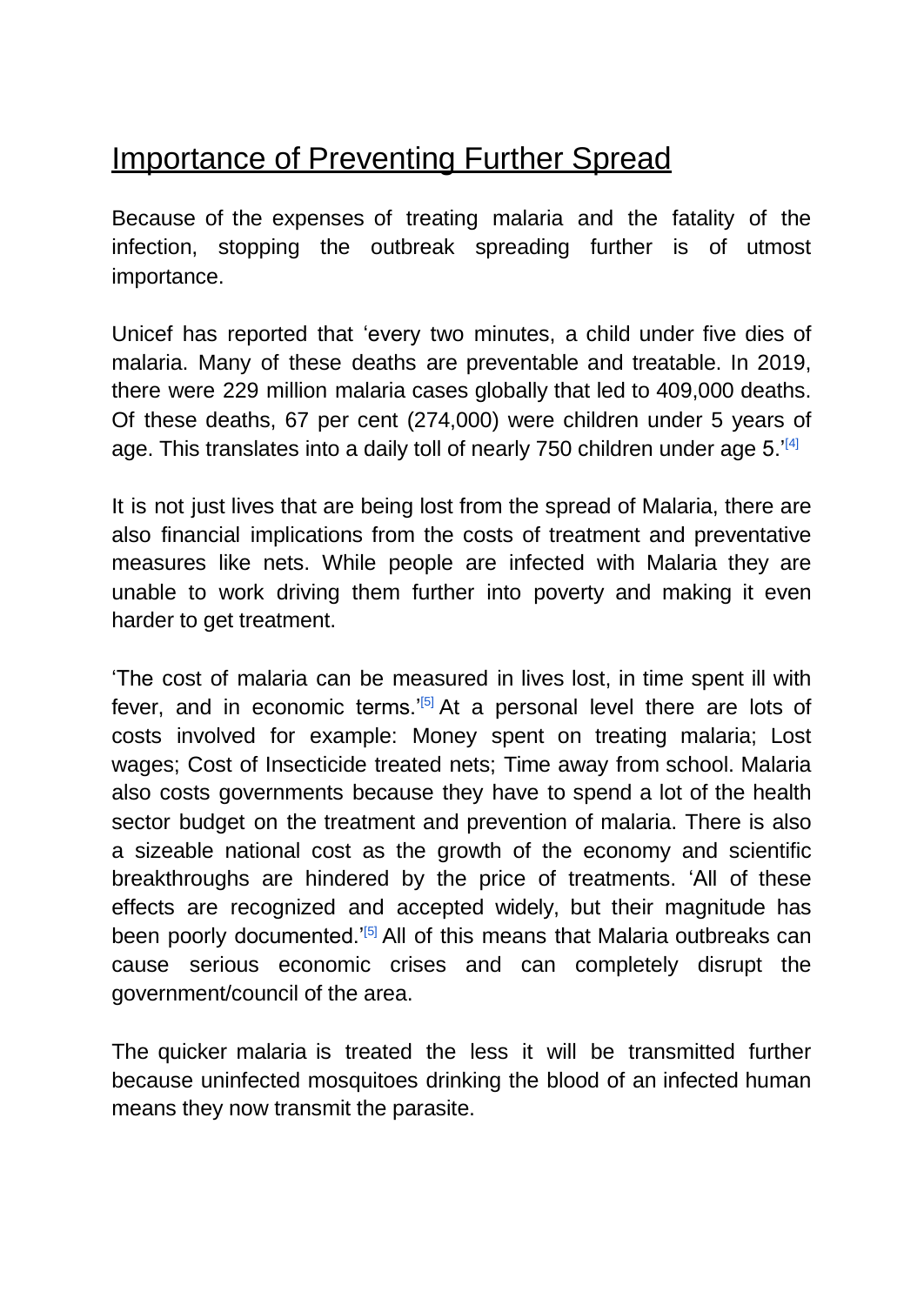## Importance of Preventing Further Spread

Because of the expenses of treating malaria and the fatality of the infection, stopping the outbreak spreading further is of utmost importance.

Unicef has reported that 'every two minutes, a child under five dies of malaria. Many of these deaths are preventable and treatable. In 2019, there were 229 million malaria cases globally that led to 409,000 deaths. Of these deaths, 67 per cent (274,000) were children under 5 years of age. This translates into a daily toll of nearly 750 children under age 5.'[4]

It is not just lives that are being lost from the spread of Malaria, there are also financial implications from the costs of treatment and preventative measures like nets. While people are infected with Malaria they are unable to work driving them further into poverty and making it even harder to get treatment.

'The cost of malaria can be measured in lives lost, in time spent ill with fever, and in economic terms.'[5] At a personal level there are lots of costs involved for example: Money spent on treating malaria; Lost wages; Cost of Insecticide treated nets; Time away from school. Malaria also costs governments because they have to spend a lot of the health sector budget on the treatment and prevention of malaria. There is also a sizeable national cost as the growth of the economy and scientific breakthroughs are hindered by the price of treatments. 'All of these effects are recognized and accepted widely, but their magnitude has been poorly documented.'[5] All of this means that Malaria outbreaks can cause serious economic crises and can completely disrupt the government/council of the area.

The quicker malaria is treated the less it will be transmitted further because uninfected mosquitoes drinking the blood of an infected human means they now transmit the parasite.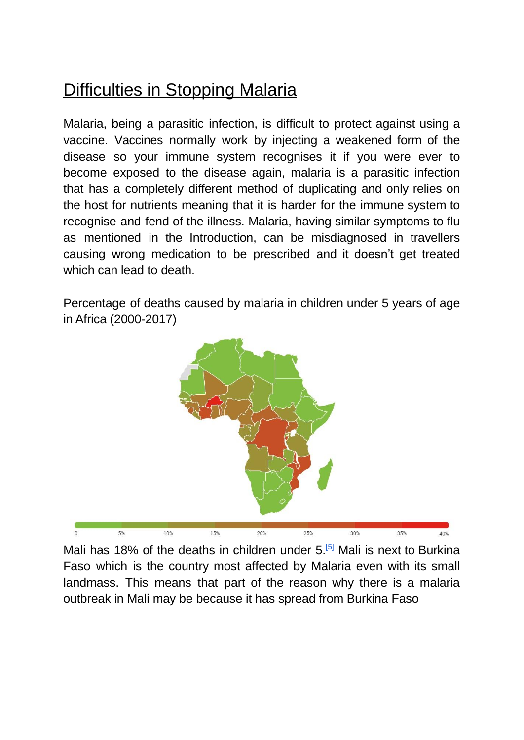# Difficulties in Stopping Malaria

Malaria, being a parasitic infection, is difficult to protect against using a vaccine. Vaccines normally work by injecting a weakened form of the disease so your immune system recognises it if you were ever to become exposed to the disease again, malaria is a parasitic infection that has a completely different method of duplicating and only relies on the host for nutrients meaning that it is harder for the immune system to recognise and fend of the illness. Malaria, having similar symptoms to flu as mentioned in the Introduction, can be misdiagnosed in travellers causing wrong medication to be prescribed and it doesn't get treated which can lead to death.

Percentage of deaths caused by malaria in children under 5 years of age in Africa (2000-2017)

0
5%
10%
15%
20%
25%
30%
35%
40%

Mali has 18% of the deaths in children under 5.[5] Mali is next to Burkina Faso which is the country most affected by Malaria even with its small landmass. This means that part of the reason why there is a malaria outbreak in Mali may be because it has spread from Burkina Faso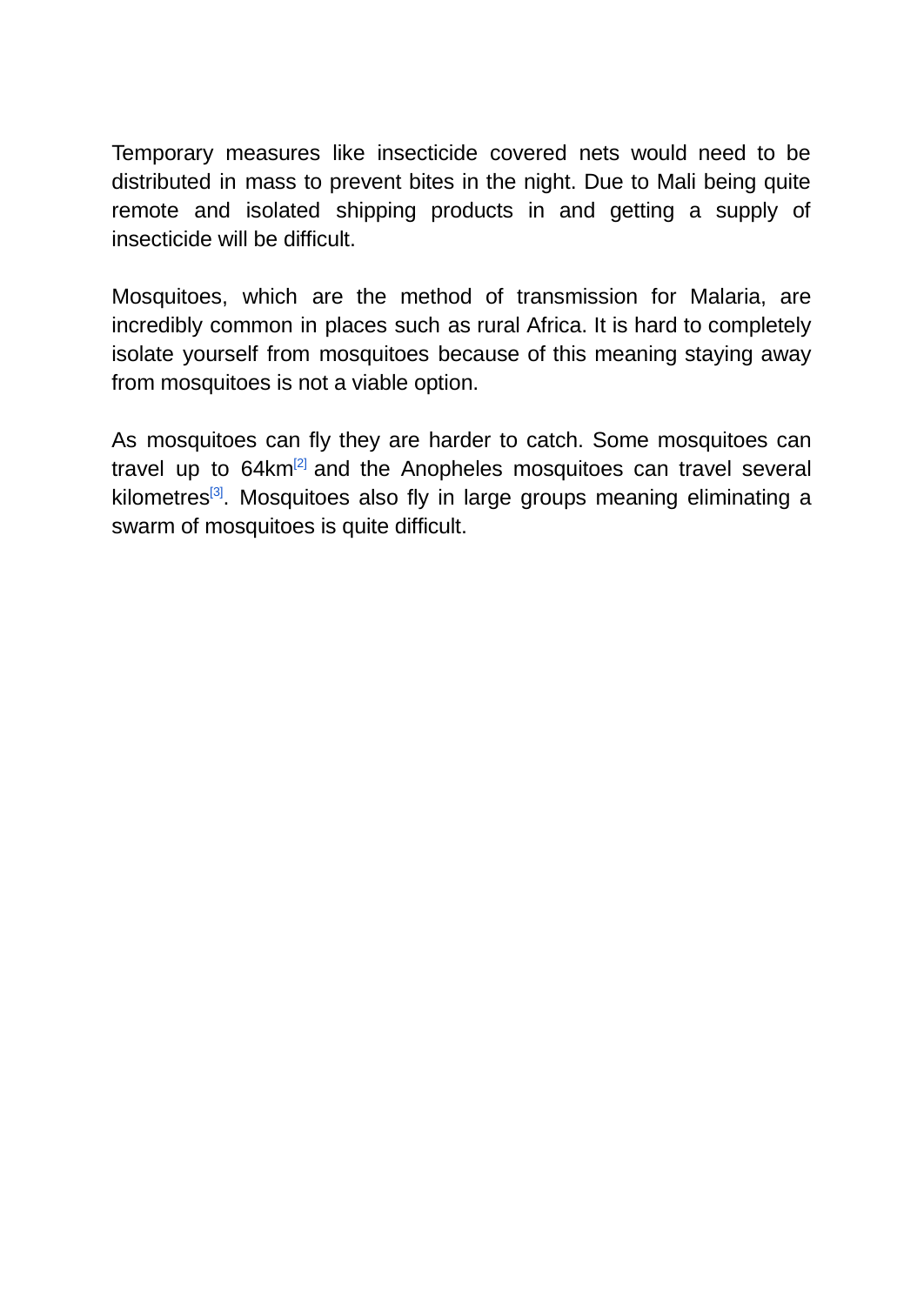Temporary measures like insecticide covered nets would need to be distributed in mass to prevent bites in the night. Due to Mali being quite remote and isolated shipping products in and getting a supply of insecticide will be difficult.

Mosquitoes, which are the method of transmission for Malaria, are incredibly common in places such as rural Africa. It is hard to completely isolate yourself from mosquitoes because of this meaning staying away from mosquitoes is not a viable option.

As mosquitoes can fly they are harder to catch. Some mosquitoes can travel up to 64km[2] and the Anopheles mosquitoes can travel several kilometres[3]. Mosquitoes also fly in large groups meaning eliminating a swarm of mosquitoes is quite difficult.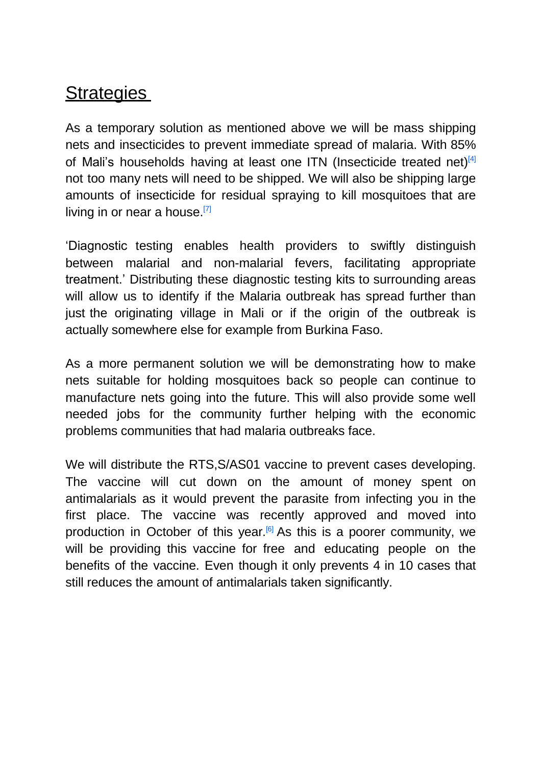## Strategies

As a temporary solution as mentioned above we will be mass shipping nets and insecticides to prevent immediate spread of malaria. With 85% of Mali's households having at least one ITN (Insecticide treated net)[4] not too many nets will need to be shipped. We will also be shipping large amounts of insecticide for residual spraying to kill mosquitoes that are living in or near a house.[7]

'Diagnostic testing enables health providers to swiftly distinguish between malarial and non-malarial fevers, facilitating appropriate treatment.' Distributing these diagnostic testing kits to surrounding areas will allow us to identify if the Malaria outbreak has spread further than just the originating village in Mali or if the origin of the outbreak is actually somewhere else for example from Burkina Faso.

As a more permanent solution we will be demonstrating how to make nets suitable for holding mosquitoes back so people can continue to manufacture nets going into the future. This will also provide some well needed jobs for the community further helping with the economic problems communities that had malaria outbreaks face.

We will distribute the RTS,S/AS01 vaccine to prevent cases developing. The vaccine will cut down on the amount of money spent on antimalarials as it would prevent the parasite from infecting you in the first place. The vaccine was recently approved and moved into production in October of this year.[6] As this is a poorer community, we will be providing this vaccine for free and educating people on the benefits of the vaccine. Even though it only prevents 4 in 10 cases that still reduces the amount of antimalarials taken significantly.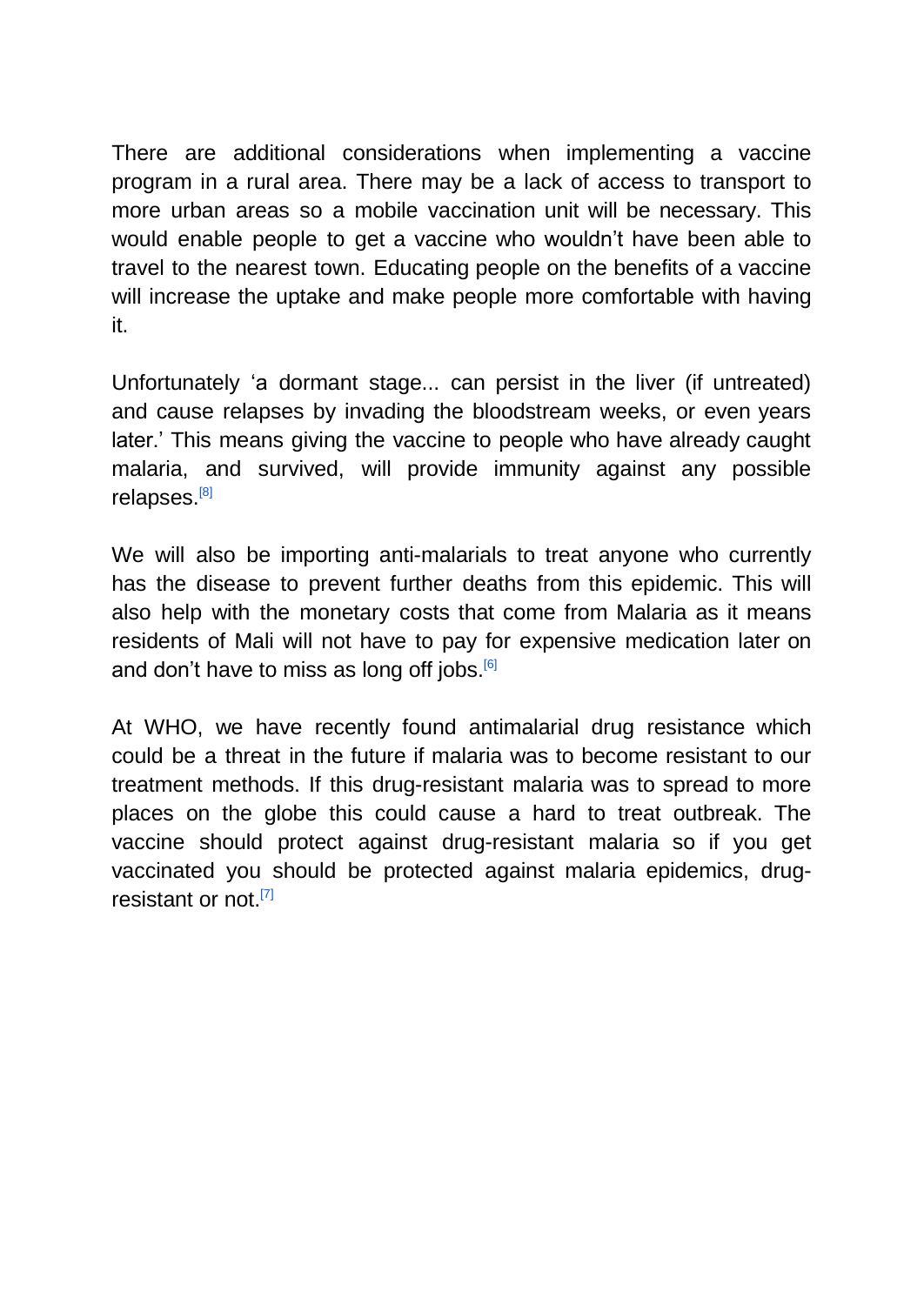There are additional considerations when implementing a vaccine program in a rural area. There may be a lack of access to transport to more urban areas so a mobile vaccination unit will be necessary. This would enable people to get a vaccine who wouldn't have been able to travel to the nearest town. Educating people on the benefits of a vaccine will increase the uptake and make people more comfortable with having it.

Unfortunately 'a dormant stage... can persist in the liver (if untreated) and cause relapses by invading the bloodstream weeks, or even years later.' This means giving the vaccine to people who have already caught malaria, and survived, will provide immunity against any possible relapses.[8]

We will also be importing anti-malarials to treat anyone who currently has the disease to prevent further deaths from this epidemic. This will also help with the monetary costs that come from Malaria as it means residents of Mali will not have to pay for expensive medication later on and don't have to miss as long off jobs.[6]

At WHO, we have recently found antimalarial drug resistance which could be a threat in the future if malaria was to become resistant to our treatment methods. If this drug-resistant malaria was to spread to more places on the globe this could cause a hard to treat outbreak. The vaccine should protect against drug-resistant malaria so if you get vaccinated you should be protected against malaria epidemics, drug-resistant or not.[7]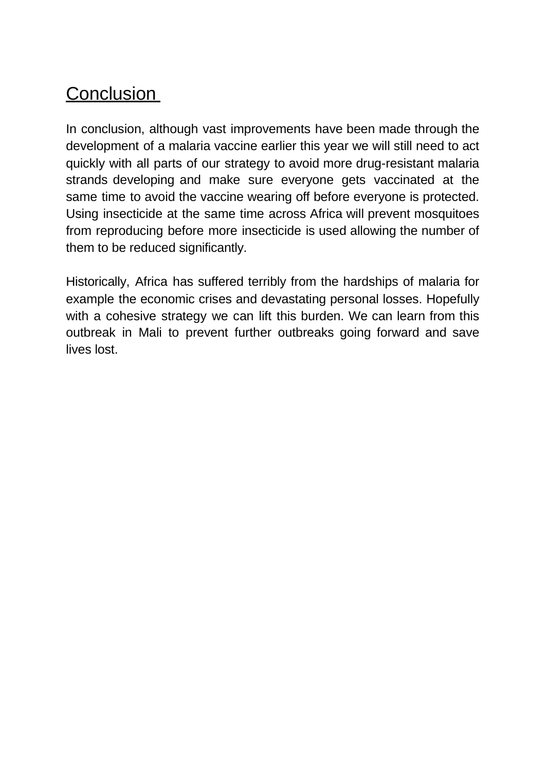## Conclusion

In conclusion, although vast improvements have been made through the development of a malaria vaccine earlier this year we will still need to act quickly with all parts of our strategy to avoid more drug-resistant malaria strands developing and make sure everyone gets vaccinated at the same time to avoid the vaccine wearing off before everyone is protected. Using insecticide at the same time across Africa will prevent mosquitoes from reproducing before more insecticide is used allowing the number of them to be reduced significantly.

Historically, Africa has suffered terribly from the hardships of malaria for example the economic crises and devastating personal losses. Hopefully with a cohesive strategy we can lift this burden. We can learn from this outbreak in Mali to prevent further outbreaks going forward and save lives lost.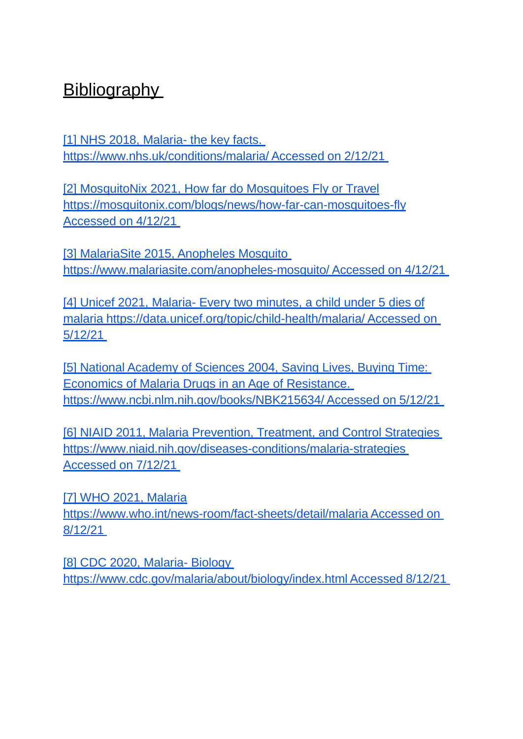# Bibliography

[1] NHS 2018, Malaria- the key facts.
https://www.nhs.uk/conditions/malaria/ Accessed on 2/12/21

[2] MosquitoNix 2021, How far do Mosquitoes Fly or Travel
https://mosquitonix.com/blogs/news/how-far-can-mosquitoes-fly
Accessed on 4/12/21

[3] MalariaSite 2015, Anopheles Mosquito
https://www.malariasite.com/anopheles-mosquito/ Accessed on 4/12/21

[4] Unicef 2021, Malaria- Every two minutes, a child under 5 dies of malaria https://data.unicef.org/topic/child-health/malaria/ Accessed on 5/12/21

[5] National Academy of Sciences 2004, Saving Lives, Buying Time: Economics of Malaria Drugs in an Age of Resistance.
https://www.ncbi.nlm.nih.gov/books/NBK215634/ Accessed on 5/12/21

[6] NIAID 2011, Malaria Prevention, Treatment, and Control Strategies
https://www.niaid.nih.gov/diseases-conditions/malaria-strategies
Accessed on 7/12/21

[7] WHO 2021, Malaria
https://www.who.int/news-room/fact-sheets/detail/malaria Accessed on 8/12/21

[8] CDC 2020, Malaria- Biology
https://www.cdc.gov/malaria/about/biology/index.html Accessed 8/12/21